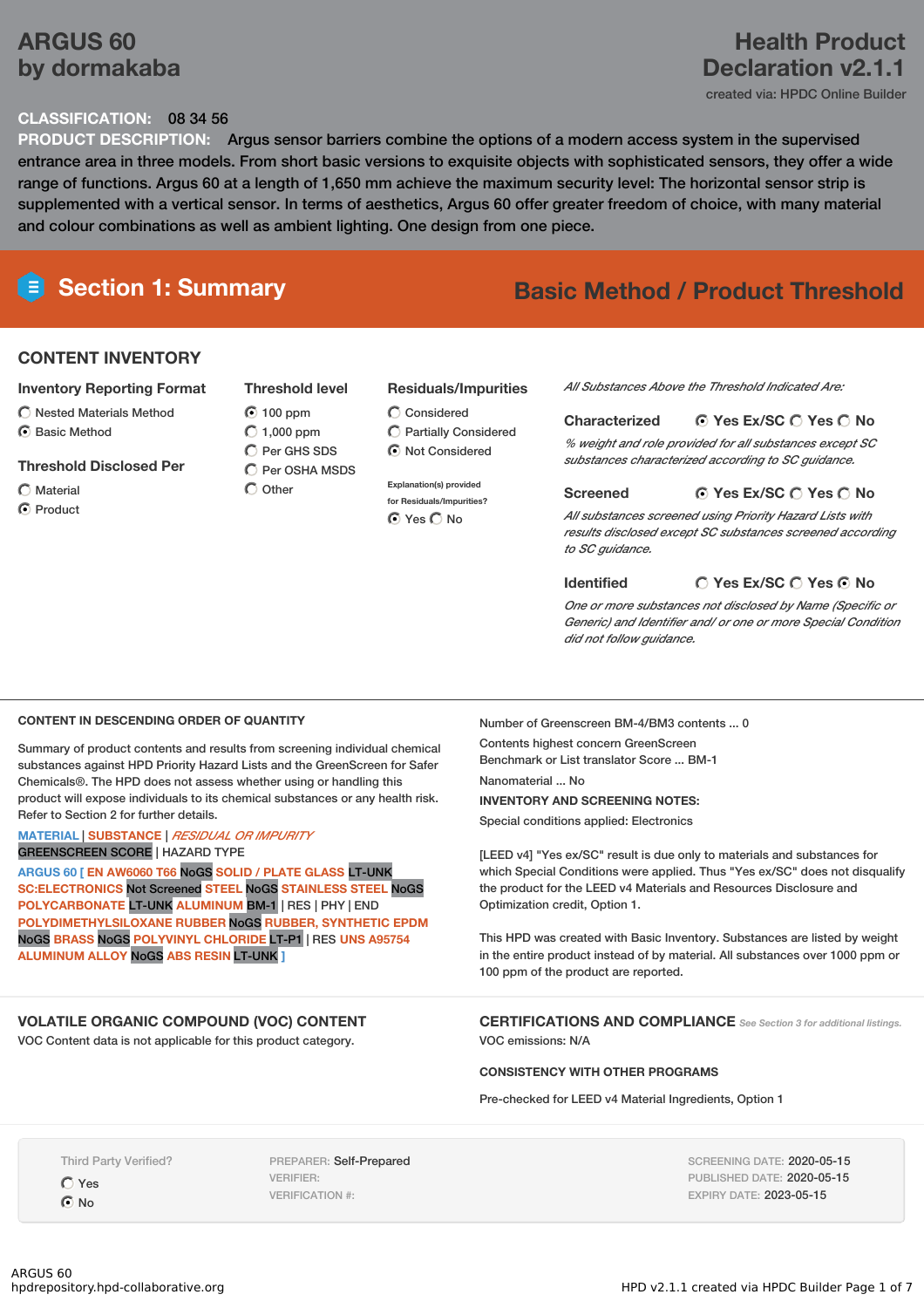# ARGUS 60 by dormakaba

## Health Product Declaration v2.1.1

created via: HPDC Online Builder

**CLASSIFICATION:** 08 34 56

**PRODUCT DESCRIPTION:** Argus sensor barriers combine the options of a modern access system in the supervised entrance area in three models. From short basic versions to exquisite objects with sophisticated sensors, they offer a wide range of functions. Argus 60 at a length of 1,650 mm achieve the maximum security level: The horizontal sensor strip is supplemented with a vertical sensor. In terms of aesthetics, Argus 60 offer greater freedom of choice, with many material and colour combinations as well as ambient lighting. One design from one piece.

## Section 1: Summary

**Basic Method / Product Threshold**

### CONTENT INVENTORY

**Inventory Reporting Format**

- ○ Nested Materials Method
- ◉ Basic Method

**Threshold Disclosed Per**

- ○ Material
- ◉ Product

**Threshold level**

- ◉ 100 ppm
- ○ 1,000 ppm
- ○ Per GHS SDS
- ○ Per OSHA MSDS
- ○ Other

**Residuals/Impurities**

- ○ Considered
- ○ Partially Considered
- ◉ Not Considered

Explanation(s) provided for Residuals/Impurities?

◉ Yes ○ No

*All Substances Above the Threshold Indicated Are:*

**Characterized** ◉ Yes Ex/SC ○ Yes ○ No

*% weight and role provided for all substances except SC substances characterized according to SC guidance.*

**Screened** ◉ Yes Ex/SC ○ Yes ○ No

*All substances screened using Priority Hazard Lists with results disclosed except SC substances screened according to SC guidance.*

**Identified** ○ Yes Ex/SC ○ Yes ◉ No

*One or more substances not disclosed by Name (Specific or Generic) and Identifier and/ or one or more Special Condition did not follow guidance.*

### CONTENT IN DESCENDING ORDER OF QUANTITY

Summary of product contents and results from screening individual chemical substances against HPD Priority Hazard Lists and the GreenScreen for Safer Chemicals®. The HPD does not assess whether using or handling this product will expose individuals to its chemical substances or any health risk. Refer to Section 2 for further details.

MATERIAL | SUBSTANCE | *RESIDUAL OR IMPURITY*
GREENSCREEN SCORE | HAZARD TYPE

ARGUS 60 [ EN AW6060 T66 NoGS SOLID / PLATE GLASS LT-UNK SC:ELECTRONICS Not Screened STEEL NoGS STAINLESS STEEL NoGS POLYCARBONATE LT-UNK ALUMINUM BM-1 | RES | PHY | END POLYDIMETHYLSILOXANE RUBBER NoGS RUBBER, SYNTHETIC EPDM NoGS BRASS NoGS POLYVINYL CHLORIDE LT-P1 | RES UNS A95754 ALUMINUM ALLOY NoGS ABS RESIN LT-UNK ]

Number of Greenscreen BM-4/BM3 contents ... 0

Contents highest concern GreenScreen Benchmark or List translator Score ... BM-1

Nanomaterial ... No

**INVENTORY AND SCREENING NOTES:**

Special conditions applied: Electronics

[LEED v4] "Yes ex/SC" result is due only to materials and substances for which Special Conditions were applied. Thus "Yes ex/SC" does not disqualify the product for the LEED v4 Materials and Resources Disclosure and Optimization credit, Option 1.

This HPD was created with Basic Inventory. Substances are listed by weight in the entire product instead of by material. All substances over 1000 ppm or 100 ppm of the product are reported.

### VOLATILE ORGANIC COMPOUND (VOC) CONTENT

VOC Content data is not applicable for this product category.

### CERTIFICATIONS AND COMPLIANCE

*See Section 3 for additional listings.*

VOC emissions: N/A

### CONSISTENCY WITH OTHER PROGRAMS

Pre-checked for LEED v4 Material Ingredients, Option 1

Third Party Verified?

- ○ Yes
- ◉ No

PREPARER: Self-Prepared
VERIFIER:
VERIFICATION #:

SCREENING DATE: 2020-05-15
PUBLISHED DATE: 2020-05-15
EXPIRY DATE: 2023-05-15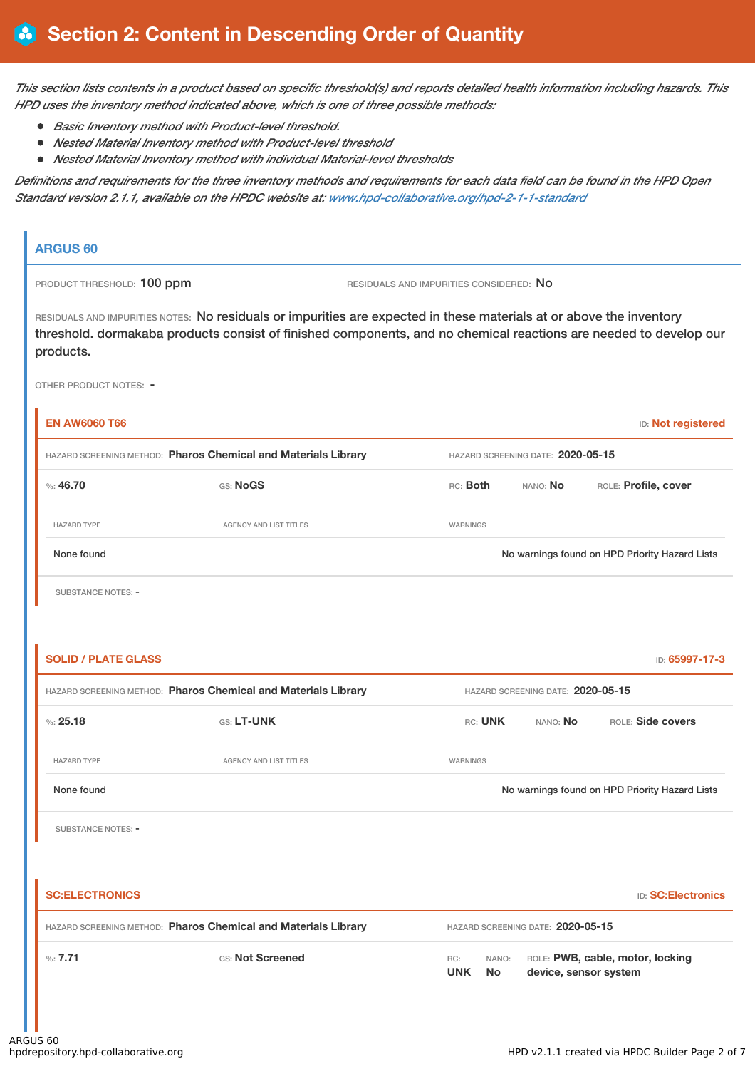# Section 2: Content in Descending Order of Quantity

*This section lists contents in a product based on specific threshold(s) and reports detailed health information including hazards. This HPD uses the inventory method indicated above, which is one of three possible methods:*

- *Basic Inventory method with Product-level threshold.*
- *Nested Material Inventory method with Product-level threshold*
- *Nested Material Inventory method with individual Material-level thresholds*

*Definitions and requirements for the three inventory methods and requirements for each data field can be found in the HPD Open Standard version 2.1.1, available on the HPDC website at: www.hpd-collaborative.org/hpd-2-1-1-standard*

## ARGUS 60

PRODUCT THRESHOLD: 100 ppm

RESIDUALS AND IMPURITIES CONSIDERED: No

RESIDUALS AND IMPURITIES NOTES: No residuals or impurities are expected in these materials at or above the inventory threshold. dormakaba products consist of finished components, and no chemical reactions are needed to develop our products.

OTHER PRODUCT NOTES: -

### EN AW6060 T66

ID: **Not registered**

HAZARD SCREENING METHOD: **Pharos Chemical and Materials Library**

HAZARD SCREENING DATE: **2020-05-15**

%: **46.70** | GS: **NoGS** | RC: **Both** | NANO: **No** | ROLE: **Profile, cover**

| HAZARD TYPE | AGENCY AND LIST TITLES | WARNINGS |
| --- | --- | --- |
| None found | | No warnings found on HPD Priority Hazard Lists |

SUBSTANCE NOTES: -

### SOLID / PLATE GLASS

ID: **65997-17-3**

HAZARD SCREENING METHOD: **Pharos Chemical and Materials Library**

HAZARD SCREENING DATE: **2020-05-15**

%: **25.18** | GS: **LT-UNK** | RC: **UNK** | NANO: **No** | ROLE: **Side covers**

| HAZARD TYPE | AGENCY AND LIST TITLES | WARNINGS |
| --- | --- | --- |
| None found | | No warnings found on HPD Priority Hazard Lists |

SUBSTANCE NOTES: -

### SC:ELECTRONICS

ID: **SC:Electronics**

HAZARD SCREENING METHOD: **Pharos Chemical and Materials Library**

HAZARD SCREENING DATE: **2020-05-15**

%: **7.71** | GS: **Not Screened** | RC: **UNK** | NANO: **No** | ROLE: **PWB, cable, motor, locking device, sensor system**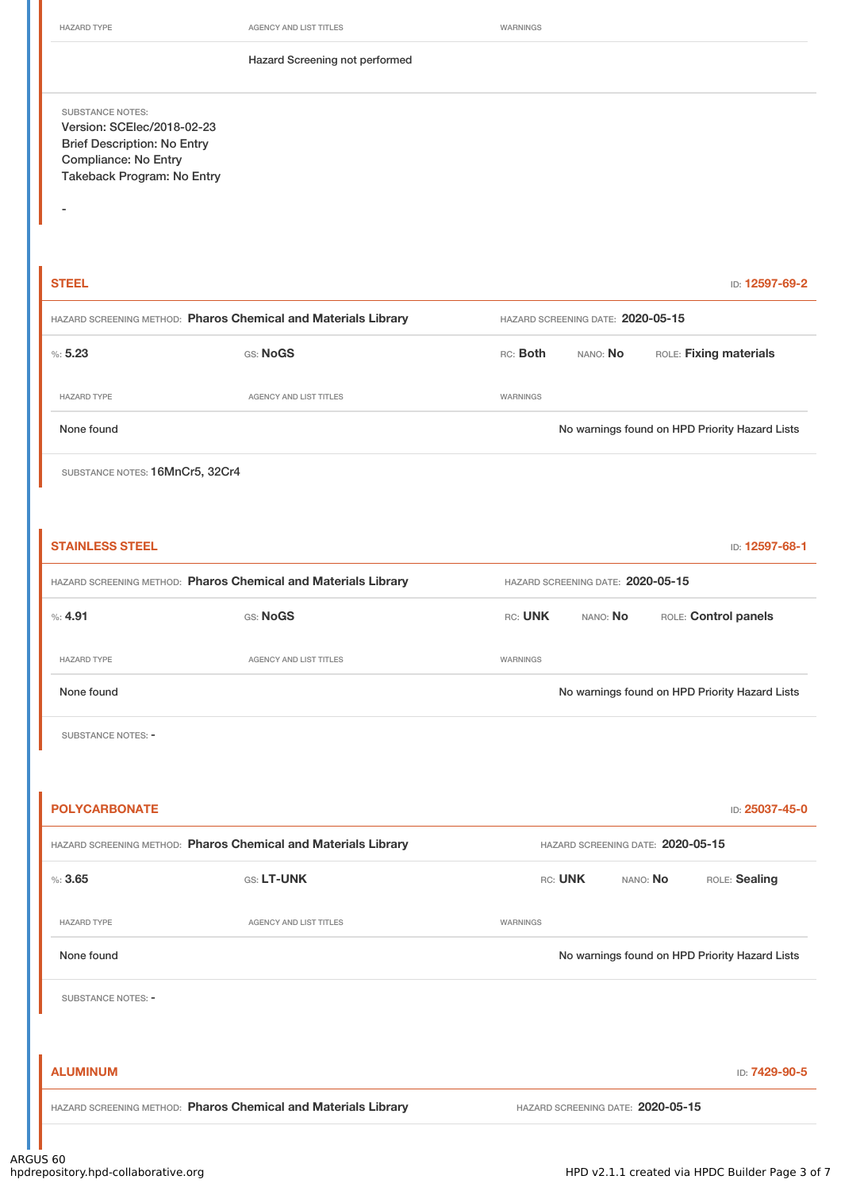| HAZARD TYPE | AGENCY AND LIST TITLES | WARNINGS |
|---|---|---|
| | Hazard Screening not performed | |

SUBSTANCE NOTES:
Version: SCElec/2018-02-23
Brief Description: No Entry
Compliance: No Entry
Takeback Program: No Entry

-

## STEEL

ID: 12597-69-2

HAZARD SCREENING METHOD: **Pharos Chemical and Materials Library** HAZARD SCREENING DATE: **2020-05-15**

%: **5.23** GS: **NoGS** RC: **Both** NANO: **No** ROLE: **Fixing materials**

| HAZARD TYPE | AGENCY AND LIST TITLES | WARNINGS |
|---|---|---|
| None found | | No warnings found on HPD Priority Hazard Lists |

SUBSTANCE NOTES: 16MnCr5, 32Cr4

## STAINLESS STEEL

ID: 12597-68-1

HAZARD SCREENING METHOD: **Pharos Chemical and Materials Library** HAZARD SCREENING DATE: **2020-05-15**

%: **4.91** GS: **NoGS** RC: **UNK** NANO: **No** ROLE: **Control panels**

| HAZARD TYPE | AGENCY AND LIST TITLES | WARNINGS |
|---|---|---|
| None found | | No warnings found on HPD Priority Hazard Lists |

SUBSTANCE NOTES: -

## POLYCARBONATE

ID: 25037-45-0

HAZARD SCREENING METHOD: **Pharos Chemical and Materials Library** HAZARD SCREENING DATE: **2020-05-15**

%: **3.65** GS: **LT-UNK** RC: **UNK** NANO: **No** ROLE: **Sealing**

| HAZARD TYPE | AGENCY AND LIST TITLES | WARNINGS |
|---|---|---|
| None found | | No warnings found on HPD Priority Hazard Lists |

SUBSTANCE NOTES: -

## ALUMINUM

ID: 7429-90-5

HAZARD SCREENING METHOD: **Pharos Chemical and Materials Library** HAZARD SCREENING DATE: **2020-05-15**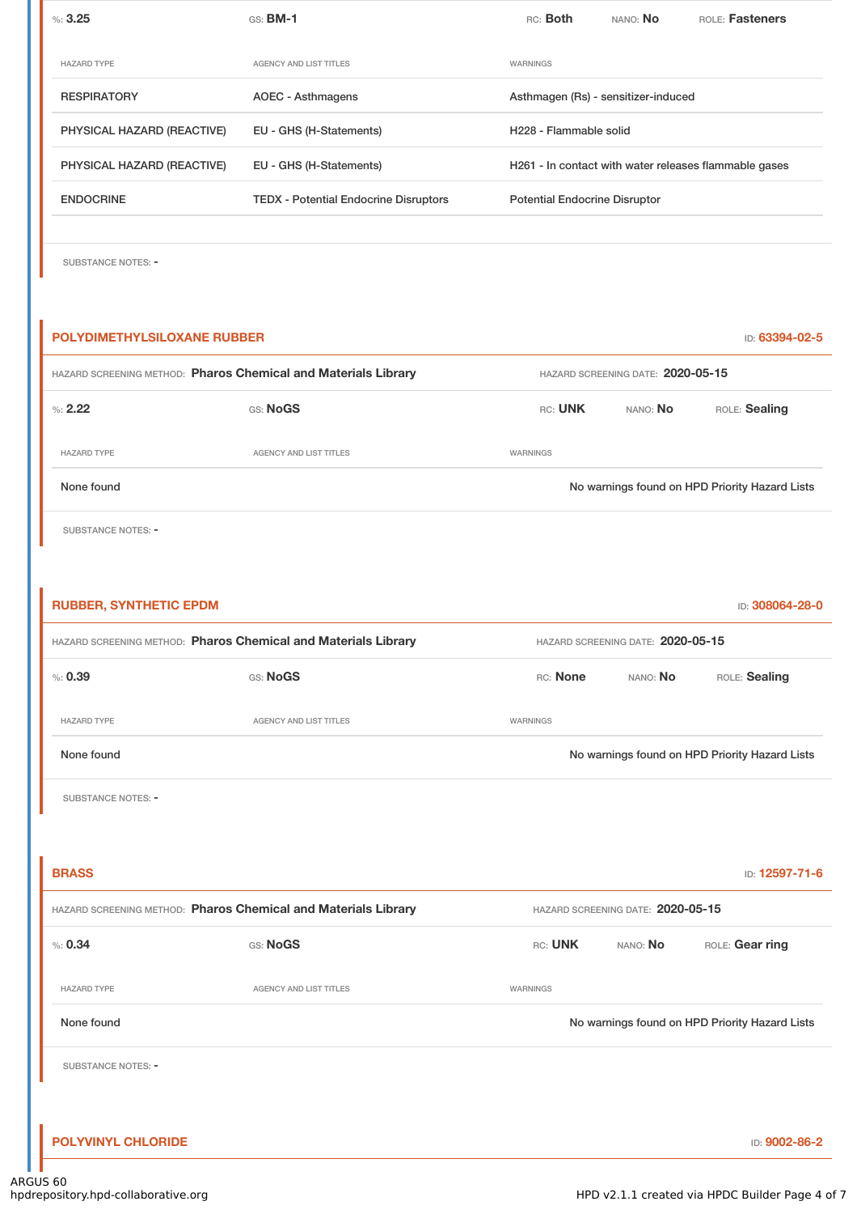%: **3.25** | GS: **BM-1** | RC: **Both** | NANO: **No** | ROLE: **Fasteners**

| HAZARD TYPE | AGENCY AND LIST TITLES | WARNINGS |
|---|---|---|
| RESPIRATORY | AOEC - Asthmagens | Asthmagen (Rs) - sensitizer-induced |
| PHYSICAL HAZARD (REACTIVE) | EU - GHS (H-Statements) | H228 - Flammable solid |
| PHYSICAL HAZARD (REACTIVE) | EU - GHS (H-Statements) | H261 - In contact with water releases flammable gases |
| ENDOCRINE | TEDX - Potential Endocrine Disruptors | Potential Endocrine Disruptor |

SUBSTANCE NOTES: -

## POLYDIMETHYLSILOXANE RUBBER

ID: **63394-02-5**

HAZARD SCREENING METHOD: **Pharos Chemical and Materials Library** | HAZARD SCREENING DATE: **2020-05-15**

%: **2.22** | GS: **NoGS** | RC: **UNK** | NANO: **No** | ROLE: **Sealing**

| HAZARD TYPE | AGENCY AND LIST TITLES | WARNINGS |
|---|---|---|
| None found | | No warnings found on HPD Priority Hazard Lists |

SUBSTANCE NOTES: -

## RUBBER, SYNTHETIC EPDM

ID: **308064-28-0**

HAZARD SCREENING METHOD: **Pharos Chemical and Materials Library** | HAZARD SCREENING DATE: **2020-05-15**

%: **0.39** | GS: **NoGS** | RC: **None** | NANO: **No** | ROLE: **Sealing**

| HAZARD TYPE | AGENCY AND LIST TITLES | WARNINGS |
|---|---|---|
| None found | | No warnings found on HPD Priority Hazard Lists |

SUBSTANCE NOTES: -

## BRASS

ID: **12597-71-6**

HAZARD SCREENING METHOD: **Pharos Chemical and Materials Library** | HAZARD SCREENING DATE: **2020-05-15**

%: **0.34** | GS: **NoGS** | RC: **UNK** | NANO: **No** | ROLE: **Gear ring**

| HAZARD TYPE | AGENCY AND LIST TITLES | WARNINGS |
|---|---|---|
| None found | | No warnings found on HPD Priority Hazard Lists |

SUBSTANCE NOTES: -

## POLYVINYL CHLORIDE

ID: **9002-86-2**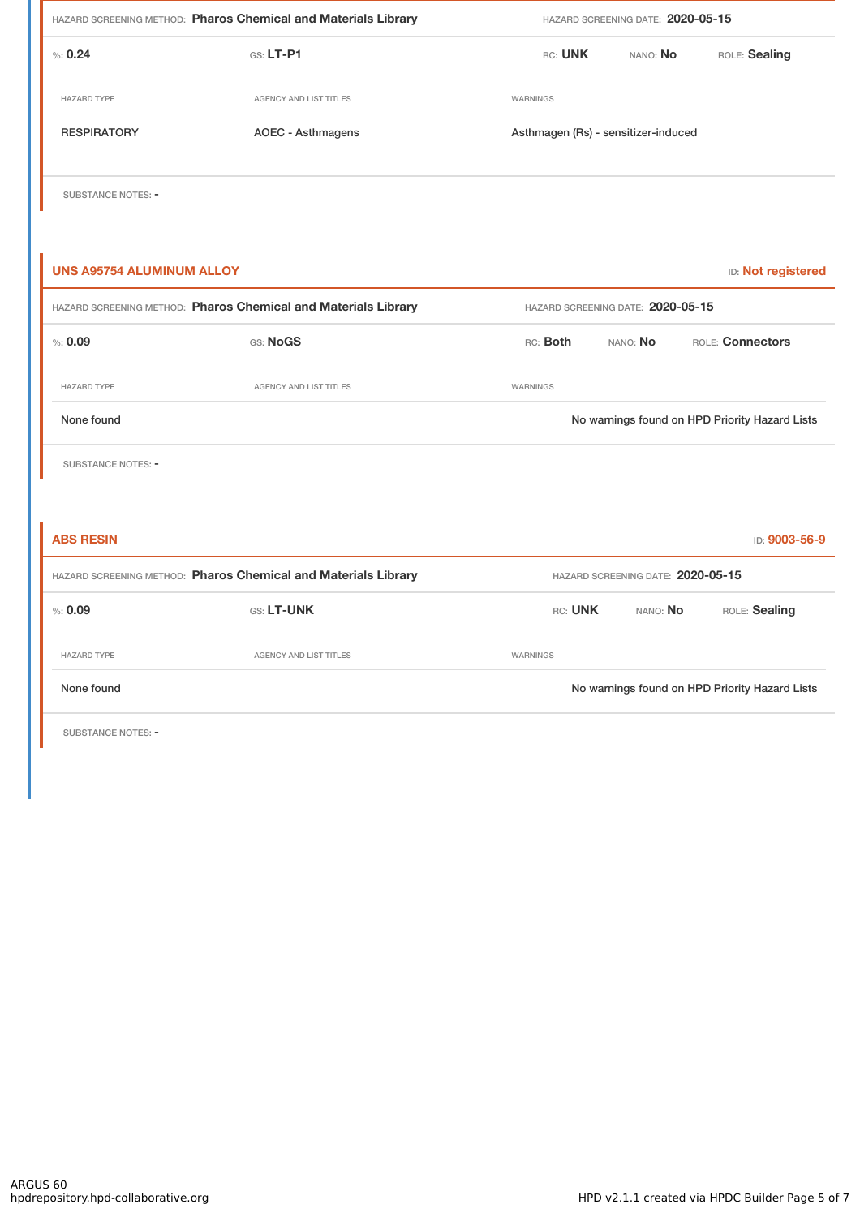HAZARD SCREENING METHOD: **Pharos Chemical and Materials Library** HAZARD SCREENING DATE: **2020-05-15**

%: **0.24** GS: **LT-P1** RC: **UNK** NANO: **No** ROLE: **Sealing**

| HAZARD TYPE | AGENCY AND LIST TITLES | WARNINGS |
| --- | --- | --- |
| RESPIRATORY | AOEC - Asthmagens | Asthmagen (Rs) - sensitizer-induced |

SUBSTANCE NOTES: -

### UNS A95754 ALUMINUM ALLOY

ID: Not registered

HAZARD SCREENING METHOD: **Pharos Chemical and Materials Library** HAZARD SCREENING DATE: **2020-05-15**

%: **0.09** GS: **NoGS** RC: **Both** NANO: **No** ROLE: **Connectors**

| HAZARD TYPE | AGENCY AND LIST TITLES | WARNINGS |
| --- | --- | --- |
| None found | | No warnings found on HPD Priority Hazard Lists |

SUBSTANCE NOTES: -

### ABS RESIN

ID: 9003-56-9

HAZARD SCREENING METHOD: **Pharos Chemical and Materials Library** HAZARD SCREENING DATE: **2020-05-15**

%: **0.09** GS: **LT-UNK** RC: **UNK** NANO: **No** ROLE: **Sealing**

| HAZARD TYPE | AGENCY AND LIST TITLES | WARNINGS |
| --- | --- | --- |
| None found | | No warnings found on HPD Priority Hazard Lists |

SUBSTANCE NOTES: -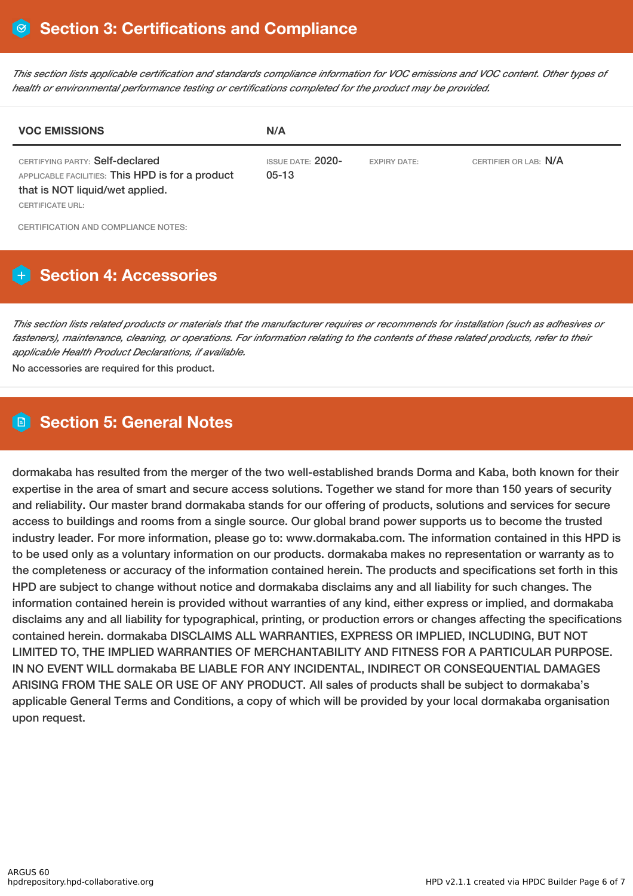# Section 3: Certifications and Compliance

*This section lists applicable certification and standards compliance information for VOC emissions and VOC content. Other types of health or environmental performance testing or certifications completed for the product may be provided.*

| VOC EMISSIONS | N/A | | |
|---|---|---|---|
| CERTIFYING PARTY: Self-declared<br>APPLICABLE FACILITIES: This HPD is for a product that is NOT liquid/wet applied.<br>CERTIFICATE URL: | ISSUE DATE: 2020-05-13 | EXPIRY DATE: | CERTIFIER OR LAB: N/A |

CERTIFICATION AND COMPLIANCE NOTES:

# Section 4: Accessories

*This section lists related products or materials that the manufacturer requires or recommends for installation (such as adhesives or fasteners), maintenance, cleaning, or operations. For information relating to the contents of these related products, refer to their applicable Health Product Declarations, if available.*

No accessories are required for this product.

# Section 5: General Notes

dormakaba has resulted from the merger of the two well-established brands Dorma and Kaba, both known for their expertise in the area of smart and secure access solutions. Together we stand for more than 150 years of security and reliability. Our master brand dormakaba stands for our offering of products, solutions and services for secure access to buildings and rooms from a single source. Our global brand power supports us to become the trusted industry leader. For more information, please go to: www.dormakaba.com. The information contained in this HPD is to be used only as a voluntary information on our products. dormakaba makes no representation or warranty as to the completeness or accuracy of the information contained herein. The products and specifications set forth in this HPD are subject to change without notice and dormakaba disclaims any and all liability for such changes. The information contained herein is provided without warranties of any kind, either express or implied, and dormakaba disclaims any and all liability for typographical, printing, or production errors or changes affecting the specifications contained herein. dormakaba DISCLAIMS ALL WARRANTIES, EXPRESS OR IMPLIED, INCLUDING, BUT NOT LIMITED TO, THE IMPLIED WARRANTIES OF MERCHANTABILITY AND FITNESS FOR A PARTICULAR PURPOSE. IN NO EVENT WILL dormakaba BE LIABLE FOR ANY INCIDENTAL, INDIRECT OR CONSEQUENTIAL DAMAGES ARISING FROM THE SALE OR USE OF ANY PRODUCT. All sales of products shall be subject to dormakaba's applicable General Terms and Conditions, a copy of which will be provided by your local dormakaba organisation upon request.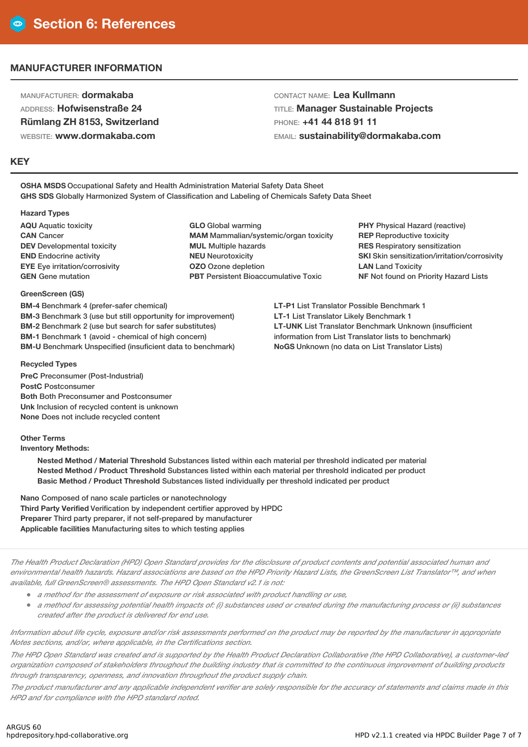# Section 6: References

## MANUFACTURER INFORMATION

MANUFACTURER: **dormakaba**
ADDRESS: **Hofwisenstraße 24**
**Rümlang ZH 8153, Switzerland**
WEBSITE: **www.dormakaba.com**

CONTACT NAME: **Lea Kullmann**
TITLE: **Manager Sustainable Projects**
PHONE: **+41 44 818 91 11**
EMAIL: **sustainability@dormakaba.com**

## KEY

**OSHA MSDS** Occupational Safety and Health Administration Material Safety Data Sheet
**GHS SDS** Globally Harmonized System of Classification and Labeling of Chemicals Safety Data Sheet

### Hazard Types

**AQU** Aquatic toxicity
**CAN** Cancer
**DEV** Developmental toxicity
**END** Endocrine activity
**EYE** Eye irritation/corrosivity
**GEN** Gene mutation
**GLO** Global warming
**MAM** Mammalian/systemic/organ toxicity
**MUL** Multiple hazards
**NEU** Neurotoxicity
**OZO** Ozone depletion
**PBT** Persistent Bioaccumulative Toxic
**PHY** Physical Hazard (reactive)
**REP** Reproductive toxicity
**RES** Respiratory sensitization
**SKI** Skin sensitization/irritation/corrosivity
**LAN** Land Toxicity
**NF** Not found on Priority Hazard Lists

### GreenScreen (GS)

**BM-4** Benchmark 4 (prefer-safer chemical)
**BM-3** Benchmark 3 (use but still opportunity for improvement)
**BM-2** Benchmark 2 (use but search for safer substitutes)
**BM-1** Benchmark 1 (avoid - chemical of high concern)
**BM-U** Benchmark Unspecified (insuficient data to benchmark)
**LT-P1** List Translator Possible Benchmark 1
**LT-1** List Translator Likely Benchmark 1
**LT-UNK** List Translator Benchmark Unknown (insufficient information from List Translator lists to benchmark)
**NoGS** Unknown (no data on List Translator Lists)

### Recycled Types

**PreC** Preconsumer (Post-Industrial)
**PostC** Postconsumer
**Both** Both Preconsumer and Postconsumer
**Unk** Inclusion of recycled content is unknown
**None** Does not include recycled content

### Other Terms

**Inventory Methods:**

- **Nested Method / Material Threshold** Substances listed within each material per threshold indicated per material
- **Nested Method / Product Threshold** Substances listed within each material per threshold indicated per product
- **Basic Method / Product Threshold** Substances listed individually per threshold indicated per product

**Nano** Composed of nano scale particles or nanotechnology
**Third Party Verified** Verification by independent certifier approved by HPDC
**Preparer** Third party preparer, if not self-prepared by manufacturer
**Applicable facilities** Manufacturing sites to which testing applies

*The Health Product Declaration (HPD) Open Standard provides for the disclosure of product contents and potential associated human and environmental health hazards. Hazard associations are based on the HPD Priority Hazard Lists, the GreenScreen List Translator™, and when available, full GreenScreen® assessments. The HPD Open Standard v2.1 is not:*

- *a method for the assessment of exposure or risk associated with product handling or use,*
- *a method for assessing potential health impacts of: (i) substances used or created during the manufacturing process or (ii) substances created after the product is delivered for end use.*

*Information about life cycle, exposure and/or risk assessments performed on the product may be reported by the manufacturer in appropriate Notes sections, and/or, where applicable, in the Certifications section.*

*The HPD Open Standard was created and is supported by the Health Product Declaration Collaborative (the HPD Collaborative), a customer-led organization composed of stakeholders throughout the building industry that is committed to the continuous improvement of building products through transparency, openness, and innovation throughout the product supply chain.*

*The product manufacturer and any applicable independent verifier are solely responsible for the accuracy of statements and claims made in this HPD and for compliance with the HPD standard noted.*